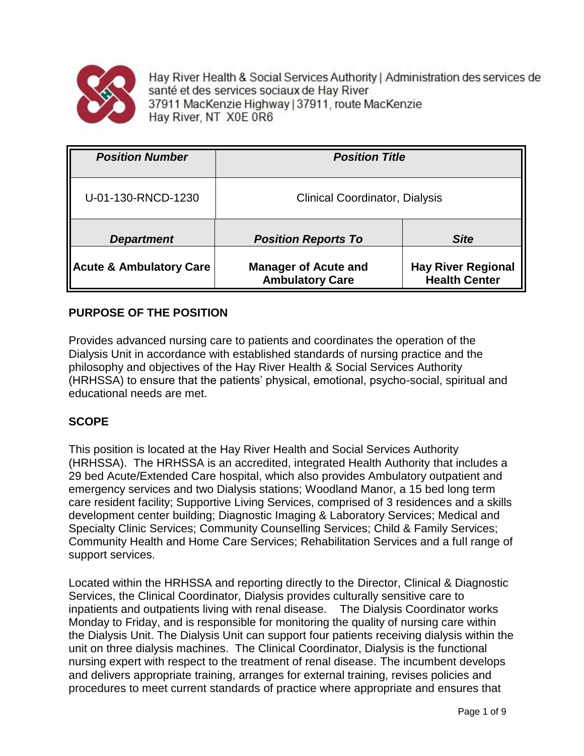Hay River Health & Social Services Authority | Administration des services de santé et des services sociaux de Hay River
37911 MacKenzie Highway | 37911, route MacKenzie
Hay River, NT X0E 0R6

| ***Position Number*** | ***Position Title*** | |
|---|---|---|
| U-01-130-RNCD-1230 | Clinical Coordinator, Dialysis | |
| ***Department*** | ***Position Reports To*** | ***Site*** |
| **Acute & Ambulatory Care** | **Manager of Acute and Ambulatory Care** | **Hay River Regional Health Center** |

## PURPOSE OF THE POSITION

Provides advanced nursing care to patients and coordinates the operation of the Dialysis Unit in accordance with established standards of nursing practice and the philosophy and objectives of the Hay River Health & Social Services Authority (HRHSSA) to ensure that the patients' physical, emotional, psycho-social, spiritual and educational needs are met.

## SCOPE

This position is located at the Hay River Health and Social Services Authority (HRHSSA). The HRHSSA is an accredited, integrated Health Authority that includes a 29 bed Acute/Extended Care hospital, which also provides Ambulatory outpatient and emergency services and two Dialysis stations; Woodland Manor, a 15 bed long term care resident facility; Supportive Living Services, comprised of 3 residences and a skills development center building; Diagnostic Imaging & Laboratory Services; Medical and Specialty Clinic Services; Community Counselling Services; Child & Family Services; Community Health and Home Care Services; Rehabilitation Services and a full range of support services.

Located within the HRHSSA and reporting directly to the Director, Clinical & Diagnostic Services, the Clinical Coordinator, Dialysis provides culturally sensitive care to inpatients and outpatients living with renal disease. The Dialysis Coordinator works Monday to Friday, and is responsible for monitoring the quality of nursing care within the Dialysis Unit. The Dialysis Unit can support four patients receiving dialysis within the unit on three dialysis machines. The Clinical Coordinator, Dialysis is the functional nursing expert with respect to the treatment of renal disease. The incumbent develops and delivers appropriate training, arranges for external training, revises policies and procedures to meet current standards of practice where appropriate and ensures that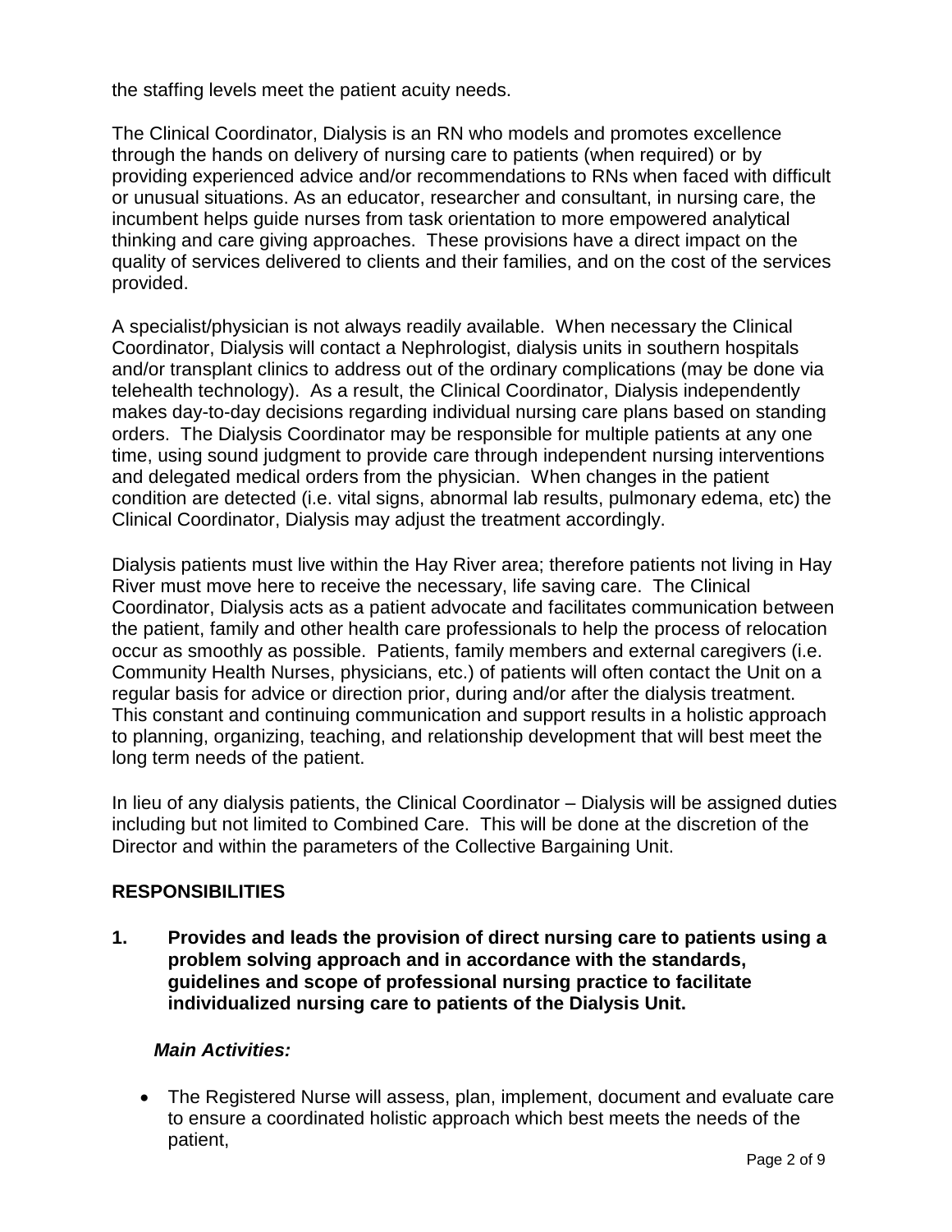the staffing levels meet the patient acuity needs.

The Clinical Coordinator, Dialysis is an RN who models and promotes excellence through the hands on delivery of nursing care to patients (when required) or by providing experienced advice and/or recommendations to RNs when faced with difficult or unusual situations. As an educator, researcher and consultant, in nursing care, the incumbent helps guide nurses from task orientation to more empowered analytical thinking and care giving approaches. These provisions have a direct impact on the quality of services delivered to clients and their families, and on the cost of the services provided.

A specialist/physician is not always readily available. When necessary the Clinical Coordinator, Dialysis will contact a Nephrologist, dialysis units in southern hospitals and/or transplant clinics to address out of the ordinary complications (may be done via telehealth technology). As a result, the Clinical Coordinator, Dialysis independently makes day-to-day decisions regarding individual nursing care plans based on standing orders. The Dialysis Coordinator may be responsible for multiple patients at any one time, using sound judgment to provide care through independent nursing interventions and delegated medical orders from the physician. When changes in the patient condition are detected (i.e. vital signs, abnormal lab results, pulmonary edema, etc) the Clinical Coordinator, Dialysis may adjust the treatment accordingly.

Dialysis patients must live within the Hay River area; therefore patients not living in Hay River must move here to receive the necessary, life saving care. The Clinical Coordinator, Dialysis acts as a patient advocate and facilitates communication between the patient, family and other health care professionals to help the process of relocation occur as smoothly as possible. Patients, family members and external caregivers (i.e. Community Health Nurses, physicians, etc.) of patients will often contact the Unit on a regular basis for advice or direction prior, during and/or after the dialysis treatment. This constant and continuing communication and support results in a holistic approach to planning, organizing, teaching, and relationship development that will best meet the long term needs of the patient.

In lieu of any dialysis patients, the Clinical Coordinator – Dialysis will be assigned duties including but not limited to Combined Care. This will be done at the discretion of the Director and within the parameters of the Collective Bargaining Unit.

## RESPONSIBILITIES

**1. Provides and leads the provision of direct nursing care to patients using a problem solving approach and in accordance with the standards, guidelines and scope of professional nursing practice to facilitate individualized nursing care to patients of the Dialysis Unit.**

***Main Activities:***

- The Registered Nurse will assess, plan, implement, document and evaluate care to ensure a coordinated holistic approach which best meets the needs of the patient,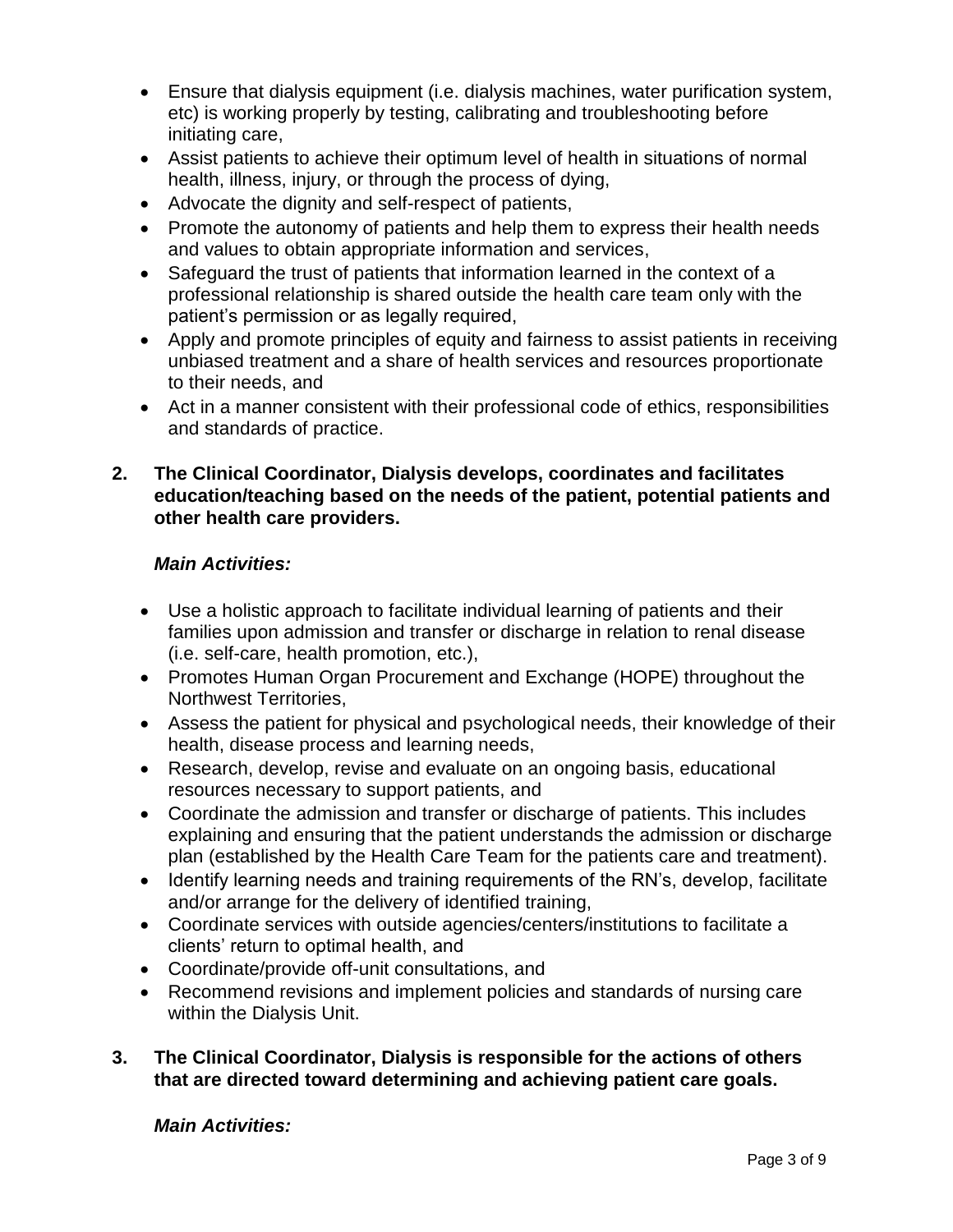- Ensure that dialysis equipment (i.e. dialysis machines, water purification system, etc) is working properly by testing, calibrating and troubleshooting before initiating care,
- Assist patients to achieve their optimum level of health in situations of normal health, illness, injury, or through the process of dying,
- Advocate the dignity and self-respect of patients,
- Promote the autonomy of patients and help them to express their health needs and values to obtain appropriate information and services,
- Safeguard the trust of patients that information learned in the context of a professional relationship is shared outside the health care team only with the patient's permission or as legally required,
- Apply and promote principles of equity and fairness to assist patients in receiving unbiased treatment and a share of health services and resources proportionate to their needs, and
- Act in a manner consistent with their professional code of ethics, responsibilities and standards of practice.

**2. The Clinical Coordinator, Dialysis develops, coordinates and facilitates education/teaching based on the needs of the patient, potential patients and other health care providers.**

***Main Activities:***

- Use a holistic approach to facilitate individual learning of patients and their families upon admission and transfer or discharge in relation to renal disease (i.e. self-care, health promotion, etc.),
- Promotes Human Organ Procurement and Exchange (HOPE) throughout the Northwest Territories,
- Assess the patient for physical and psychological needs, their knowledge of their health, disease process and learning needs,
- Research, develop, revise and evaluate on an ongoing basis, educational resources necessary to support patients, and
- Coordinate the admission and transfer or discharge of patients. This includes explaining and ensuring that the patient understands the admission or discharge plan (established by the Health Care Team for the patients care and treatment).
- Identify learning needs and training requirements of the RN's, develop, facilitate and/or arrange for the delivery of identified training,
- Coordinate services with outside agencies/centers/institutions to facilitate a clients' return to optimal health, and
- Coordinate/provide off-unit consultations, and
- Recommend revisions and implement policies and standards of nursing care within the Dialysis Unit.

**3. The Clinical Coordinator, Dialysis is responsible for the actions of others that are directed toward determining and achieving patient care goals.**

***Main Activities:***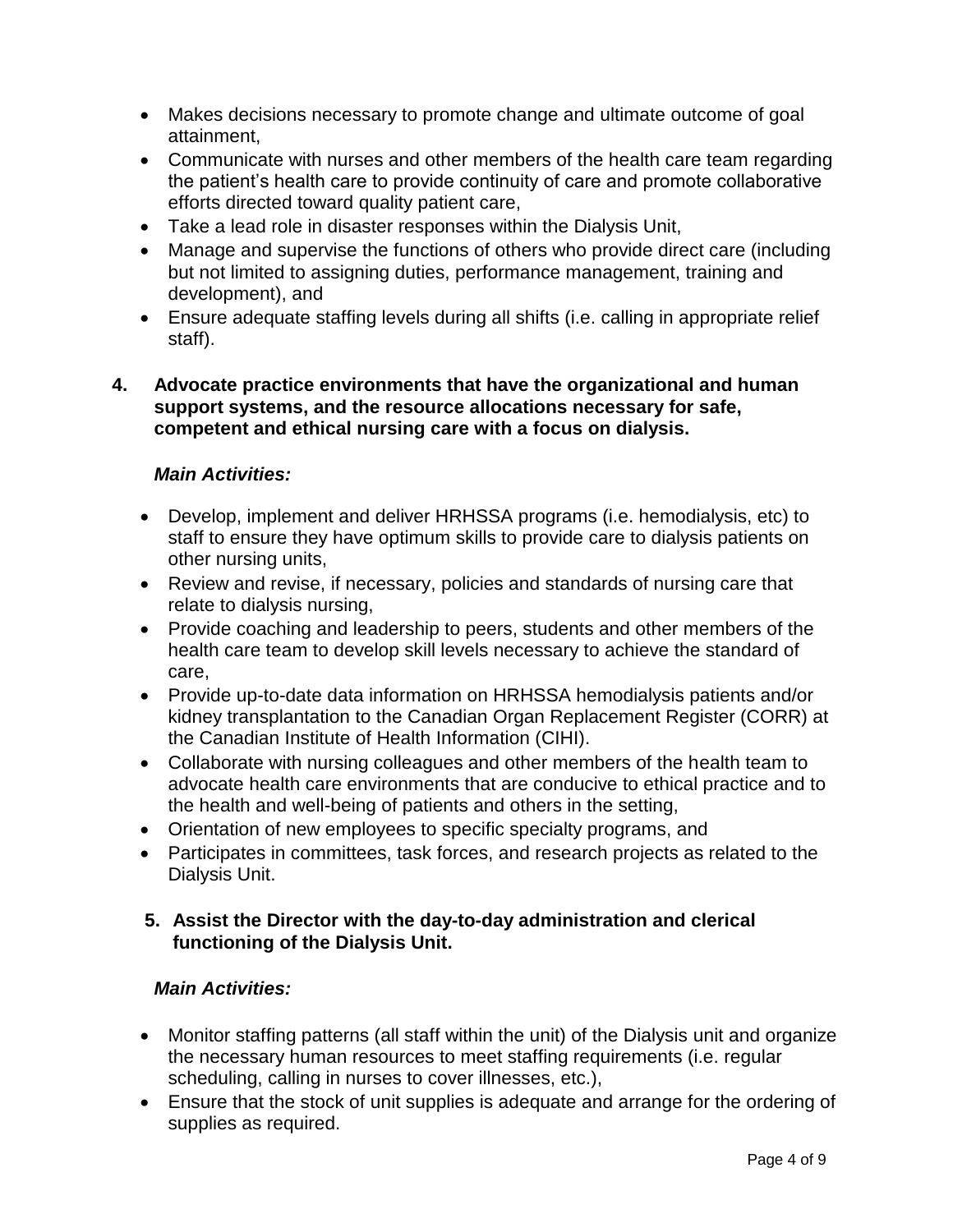- Makes decisions necessary to promote change and ultimate outcome of goal attainment,
- Communicate with nurses and other members of the health care team regarding the patient's health care to provide continuity of care and promote collaborative efforts directed toward quality patient care,
- Take a lead role in disaster responses within the Dialysis Unit,
- Manage and supervise the functions of others who provide direct care (including but not limited to assigning duties, performance management, training and development), and
- Ensure adequate staffing levels during all shifts (i.e. calling in appropriate relief staff).

**4. Advocate practice environments that have the organizational and human support systems, and the resource allocations necessary for safe, competent and ethical nursing care with a focus on dialysis.**

***Main Activities:***

- Develop, implement and deliver HRHSSA programs (i.e. hemodialysis, etc) to staff to ensure they have optimum skills to provide care to dialysis patients on other nursing units,
- Review and revise, if necessary, policies and standards of nursing care that relate to dialysis nursing,
- Provide coaching and leadership to peers, students and other members of the health care team to develop skill levels necessary to achieve the standard of care,
- Provide up-to-date data information on HRHSSA hemodialysis patients and/or kidney transplantation to the Canadian Organ Replacement Register (CORR) at the Canadian Institute of Health Information (CIHI).
- Collaborate with nursing colleagues and other members of the health team to advocate health care environments that are conducive to ethical practice and to the health and well-being of patients and others in the setting,
- Orientation of new employees to specific specialty programs, and
- Participates in committees, task forces, and research projects as related to the Dialysis Unit.

**5. Assist the Director with the day-to-day administration and clerical functioning of the Dialysis Unit.**

***Main Activities:***

- Monitor staffing patterns (all staff within the unit) of the Dialysis unit and organize the necessary human resources to meet staffing requirements (i.e. regular scheduling, calling in nurses to cover illnesses, etc.),
- Ensure that the stock of unit supplies is adequate and arrange for the ordering of supplies as required.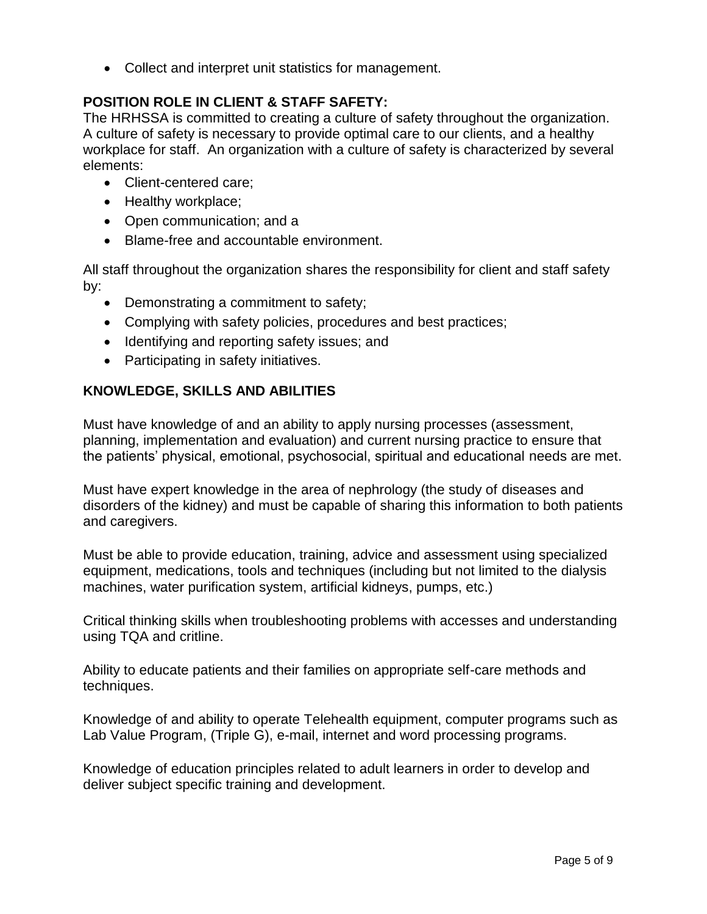- Collect and interpret unit statistics for management.

**POSITION ROLE IN CLIENT & STAFF SAFETY:**
The HRHSSA is committed to creating a culture of safety throughout the organization. A culture of safety is necessary to provide optimal care to our clients, and a healthy workplace for staff. An organization with a culture of safety is characterized by several elements:

- Client-centered care;
- Healthy workplace;
- Open communication; and a
- Blame-free and accountable environment.

All staff throughout the organization shares the responsibility for client and staff safety by:

- Demonstrating a commitment to safety;
- Complying with safety policies, procedures and best practices;
- Identifying and reporting safety issues; and
- Participating in safety initiatives.

**KNOWLEDGE, SKILLS AND ABILITIES**

Must have knowledge of and an ability to apply nursing processes (assessment, planning, implementation and evaluation) and current nursing practice to ensure that the patients' physical, emotional, psychosocial, spiritual and educational needs are met.

Must have expert knowledge in the area of nephrology (the study of diseases and disorders of the kidney) and must be capable of sharing this information to both patients and caregivers.

Must be able to provide education, training, advice and assessment using specialized equipment, medications, tools and techniques (including but not limited to the dialysis machines, water purification system, artificial kidneys, pumps, etc.)

Critical thinking skills when troubleshooting problems with accesses and understanding using TQA and critline.

Ability to educate patients and their families on appropriate self-care methods and techniques.

Knowledge of and ability to operate Telehealth equipment, computer programs such as Lab Value Program, (Triple G), e-mail, internet and word processing programs.

Knowledge of education principles related to adult learners in order to develop and deliver subject specific training and development.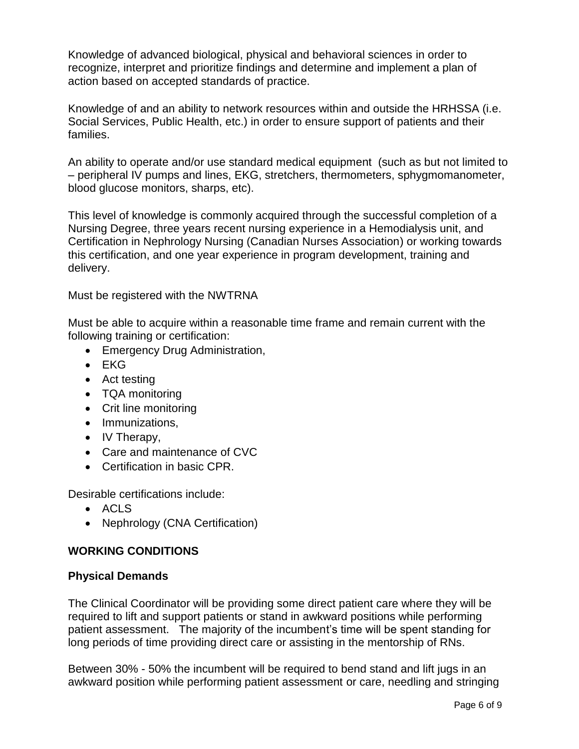Knowledge of advanced biological, physical and behavioral sciences in order to recognize, interpret and prioritize findings and determine and implement a plan of action based on accepted standards of practice.

Knowledge of and an ability to network resources within and outside the HRHSSA (i.e. Social Services, Public Health, etc.) in order to ensure support of patients and their families.

An ability to operate and/or use standard medical equipment (such as but not limited to – peripheral IV pumps and lines, EKG, stretchers, thermometers, sphygmomanometer, blood glucose monitors, sharps, etc).

This level of knowledge is commonly acquired through the successful completion of a Nursing Degree, three years recent nursing experience in a Hemodialysis unit, and Certification in Nephrology Nursing (Canadian Nurses Association) or working towards this certification, and one year experience in program development, training and delivery.

Must be registered with the NWTRNA

Must be able to acquire within a reasonable time frame and remain current with the following training or certification:

- Emergency Drug Administration,
- EKG
- Act testing
- TQA monitoring
- Crit line monitoring
- Immunizations,
- IV Therapy,
- Care and maintenance of CVC
- Certification in basic CPR.

Desirable certifications include:

- ACLS
- Nephrology (CNA Certification)

## WORKING CONDITIONS

### Physical Demands

The Clinical Coordinator will be providing some direct patient care where they will be required to lift and support patients or stand in awkward positions while performing patient assessment. The majority of the incumbent's time will be spent standing for long periods of time providing direct care or assisting in the mentorship of RNs.

Between 30% - 50% the incumbent will be required to bend stand and lift jugs in an awkward position while performing patient assessment or care, needling and stringing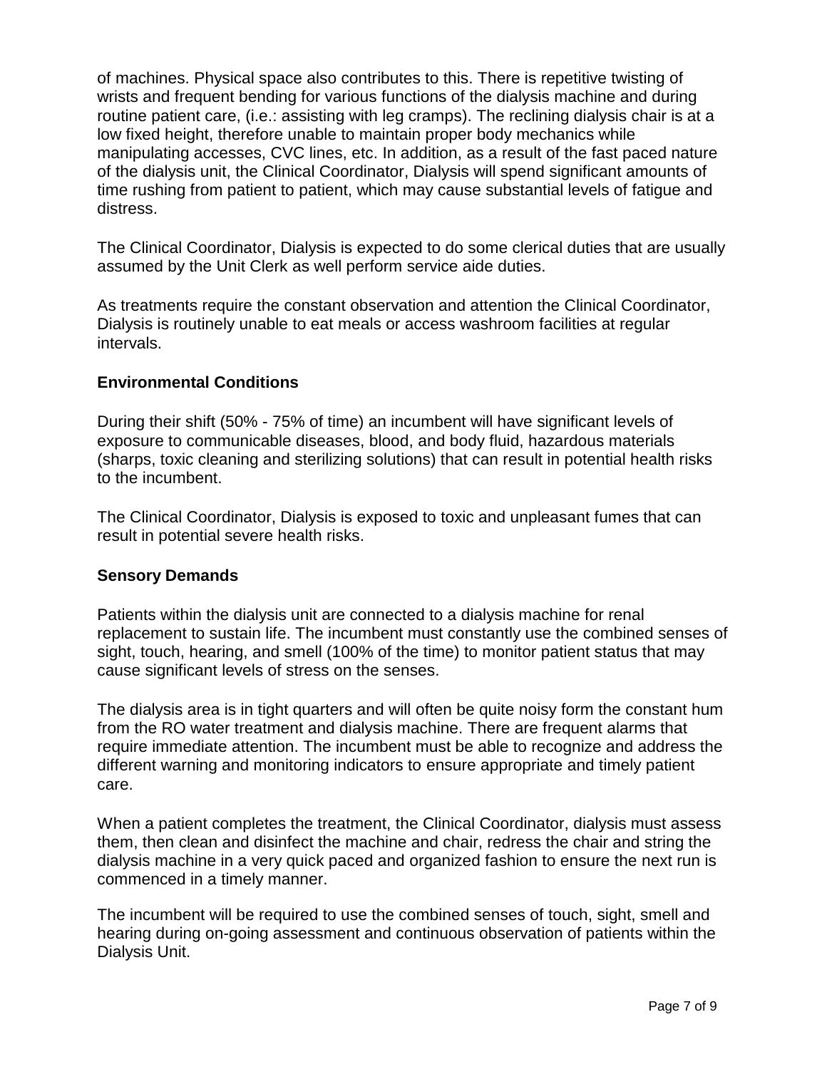of machines. Physical space also contributes to this. There is repetitive twisting of wrists and frequent bending for various functions of the dialysis machine and during routine patient care, (i.e.: assisting with leg cramps). The reclining dialysis chair is at a low fixed height, therefore unable to maintain proper body mechanics while manipulating accesses, CVC lines, etc. In addition, as a result of the fast paced nature of the dialysis unit, the Clinical Coordinator, Dialysis will spend significant amounts of time rushing from patient to patient, which may cause substantial levels of fatigue and distress.

The Clinical Coordinator, Dialysis is expected to do some clerical duties that are usually assumed by the Unit Clerk as well perform service aide duties.

As treatments require the constant observation and attention the Clinical Coordinator, Dialysis is routinely unable to eat meals or access washroom facilities at regular intervals.

**Environmental Conditions**

During their shift (50% - 75% of time) an incumbent will have significant levels of exposure to communicable diseases, blood, and body fluid, hazardous materials (sharps, toxic cleaning and sterilizing solutions) that can result in potential health risks to the incumbent.

The Clinical Coordinator, Dialysis is exposed to toxic and unpleasant fumes that can result in potential severe health risks.

**Sensory Demands**

Patients within the dialysis unit are connected to a dialysis machine for renal replacement to sustain life. The incumbent must constantly use the combined senses of sight, touch, hearing, and smell (100% of the time) to monitor patient status that may cause significant levels of stress on the senses.

The dialysis area is in tight quarters and will often be quite noisy form the constant hum from the RO water treatment and dialysis machine. There are frequent alarms that require immediate attention. The incumbent must be able to recognize and address the different warning and monitoring indicators to ensure appropriate and timely patient care.

When a patient completes the treatment, the Clinical Coordinator, dialysis must assess them, then clean and disinfect the machine and chair, redress the chair and string the dialysis machine in a very quick paced and organized fashion to ensure the next run is commenced in a timely manner.

The incumbent will be required to use the combined senses of touch, sight, smell and hearing during on-going assessment and continuous observation of patients within the Dialysis Unit.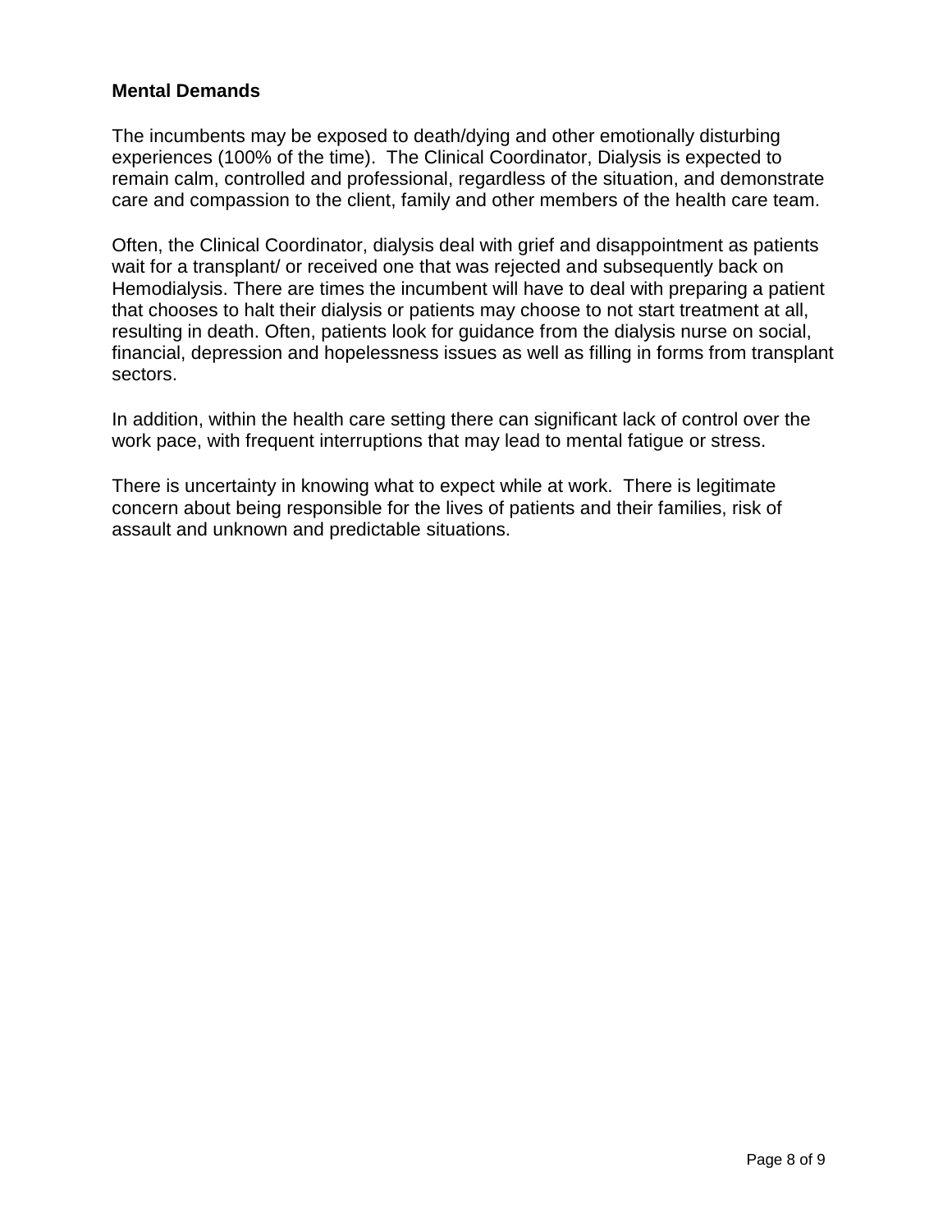**Mental Demands**

The incumbents may be exposed to death/dying and other emotionally disturbing experiences (100% of the time). The Clinical Coordinator, Dialysis is expected to remain calm, controlled and professional, regardless of the situation, and demonstrate care and compassion to the client, family and other members of the health care team.

Often, the Clinical Coordinator, dialysis deal with grief and disappointment as patients wait for a transplant/ or received one that was rejected and subsequently back on Hemodialysis. There are times the incumbent will have to deal with preparing a patient that chooses to halt their dialysis or patients may choose to not start treatment at all, resulting in death. Often, patients look for guidance from the dialysis nurse on social, financial, depression and hopelessness issues as well as filling in forms from transplant sectors.

In addition, within the health care setting there can significant lack of control over the work pace, with frequent interruptions that may lead to mental fatigue or stress.

There is uncertainty in knowing what to expect while at work. There is legitimate concern about being responsible for the lives of patients and their families, risk of assault and unknown and predictable situations.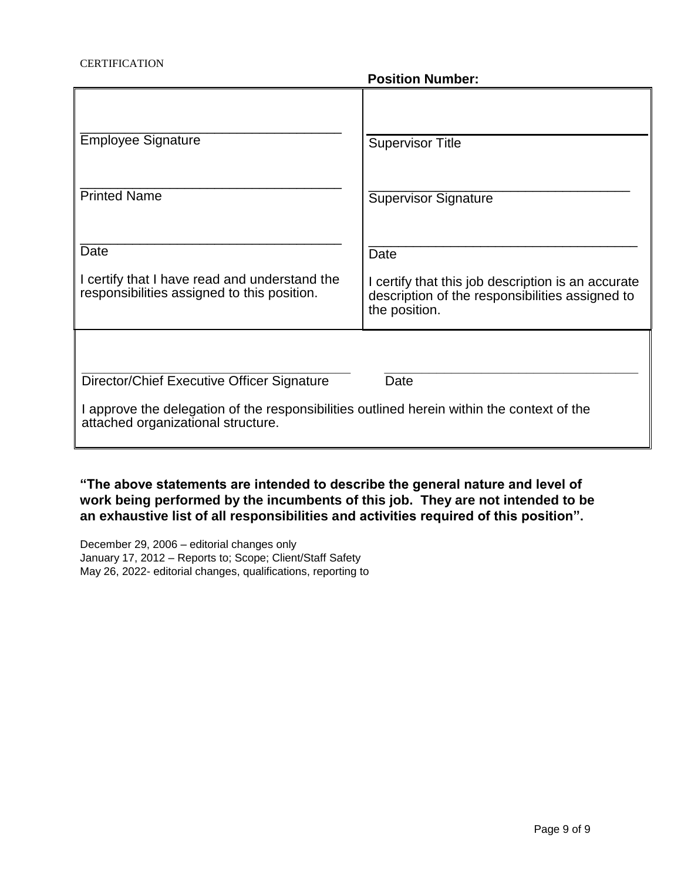CERTIFICATION

**Position Number:**

| | |
|---|---|
| \_\_\_\_\_\_\_\_\_\_\_\_\_\_\_\_\_\_\_\_\_\_\_\_\_\_\_\_\_\_\_\_<br>Employee Signature | \_\_\_\_\_\_\_\_\_\_\_\_\_\_\_\_\_\_\_\_\_\_\_\_\_\_\_\_\_\_\_\_<br>Supervisor Title |
| \_\_\_\_\_\_\_\_\_\_\_\_\_\_\_\_\_\_\_\_\_\_\_\_\_\_\_\_\_\_\_\_<br>Printed Name | \_\_\_\_\_\_\_\_\_\_\_\_\_\_\_\_\_\_\_\_\_\_\_\_\_\_\_\_\_\_\_\_<br>Supervisor Signature |
| \_\_\_\_\_\_\_\_\_\_\_\_\_\_\_\_\_\_\_\_\_\_\_\_\_\_\_\_\_\_\_\_<br>Date | \_\_\_\_\_\_\_\_\_\_\_\_\_\_\_\_\_\_\_\_\_\_\_\_\_\_\_\_\_\_\_\_<br>Date |
| I certify that I have read and understand the responsibilities assigned to this position. | I certify that this job description is an accurate description of the responsibilities assigned to the position. |

| | |
|---|---|
| \_\_\_\_\_\_\_\_\_\_\_\_\_\_\_\_\_\_\_\_\_\_\_\_\_\_\_\_\_\_\_\_<br>Director/Chief Executive Officer Signature | \_\_\_\_\_\_\_\_\_\_\_\_\_\_\_\_\_\_\_\_\_\_\_\_\_\_\_\_\_\_\_\_<br>Date |

I approve the delegation of the responsibilities outlined herein within the context of the attached organizational structure.

**"The above statements are intended to describe the general nature and level of work being performed by the incumbents of this job. They are not intended to be an exhaustive list of all responsibilities and activities required of this position".**

December 29, 2006 – editorial changes only
January 17, 2012 – Reports to; Scope; Client/Staff Safety
May 26, 2022- editorial changes, qualifications, reporting to